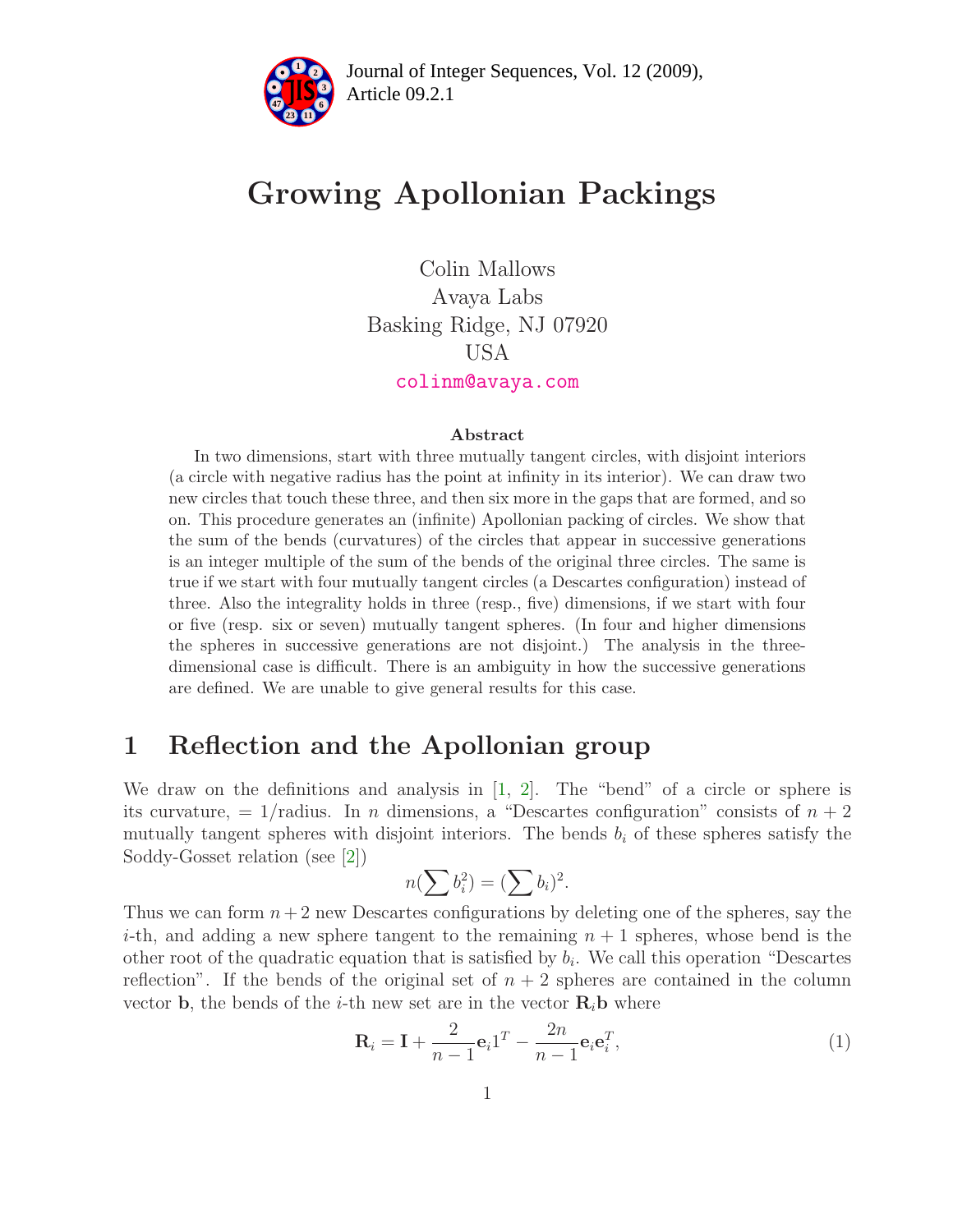# Growing Apollonian Packings

Colin Mallows
Avaya Labs
Basking Ridge, NJ 07920
USA
colinm@avaya.com

### Abstract

In two dimensions, start with three mutually tangent circles, with disjoint interiors (a circle with negative radius has the point at infinity in its interior). We can draw two new circles that touch these three, and then six more in the gaps that are formed, and so on. This procedure generates an (infinite) Apollonian packing of circles. We show that the sum of the bends (curvatures) of the circles that appear in successive generations is an integer multiple of the sum of the bends of the original three circles. The same is true if we start with four mutually tangent circles (a Descartes configuration) instead of three. Also the integrality holds in three (resp., five) dimensions, if we start with four or five (resp. six or seven) mutually tangent spheres. (In four and higher dimensions the spheres in successive generations are not disjoint.) The analysis in the three-dimensional case is difficult. There is an ambiguity in how the successive generations are defined. We are unable to give general results for this case.

## 1 Reflection and the Apollonian group

We draw on the definitions and analysis in [1, 2]. The "bend" of a circle or sphere is its curvature, = 1/radius. In $n$ dimensions, a "Descartes configuration" consists of $n+2$ mutually tangent spheres with disjoint interiors. The bends $b_i$ of these spheres satisfy the Soddy-Gosset relation (see [2])

$$n(\sum b_i^2) = (\sum b_i)^2.$$

Thus we can form $n+2$ new Descartes configurations by deleting one of the spheres, say the $i$-th, and adding a new sphere tangent to the remaining $n+1$ spheres, whose bend is the other root of the quadratic equation that is satisfied by $b_i$. We call this operation "Descartes reflection". If the bends of the original set of $n+2$ spheres are contained in the column vector $\mathbf{b}$, the bends of the $i$-th new set are in the vector $\mathbf{R}_i\mathbf{b}$ where

$$\mathbf{R}_i = \mathbf{I} + \frac{2}{n-1}\mathbf{e}_i 1^T - \frac{2n}{n-1}\mathbf{e}_i\mathbf{e}_i^T, \tag{1}$$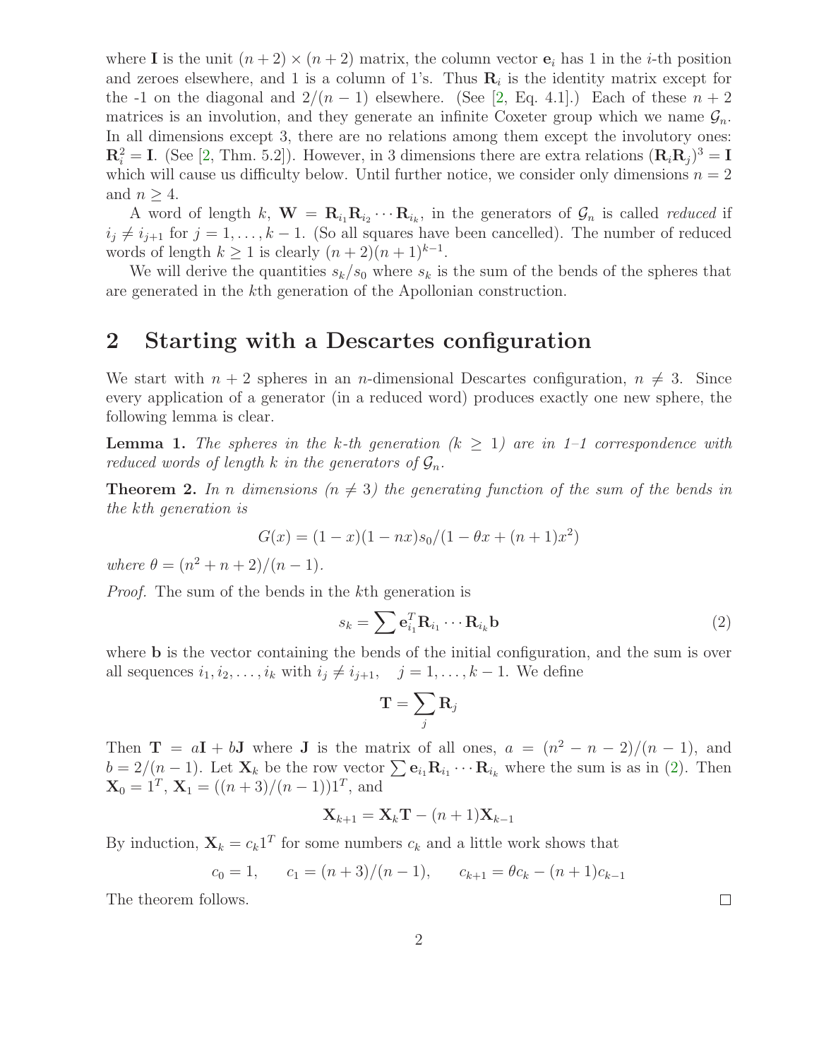where $\mathbf{I}$ is the unit $(n+2) \times (n+2)$ matrix, the column vector $\mathbf{e}_i$ has 1 in the $i$-th position and zeroes elsewhere, and 1 is a column of 1's. Thus $\mathbf{R}_i$ is the identity matrix except for the -1 on the diagonal and $2/(n-1)$ elsewhere. (See [2, Eq. 4.1].) Each of these $n+2$ matrices is an involution, and they generate an infinite Coxeter group which we name $\mathcal{G}_n$. In all dimensions except 3, there are no relations among them except the involutory ones: $\mathbf{R}_i^2 = \mathbf{I}$. (See [2, Thm. 5.2]). However, in 3 dimensions there are extra relations $(\mathbf{R}_i\mathbf{R}_j)^3 = \mathbf{I}$ which will cause us difficulty below. Until further notice, we consider only dimensions $n = 2$ and $n \geq 4$.

A word of length $k$, $\mathbf{W} = \mathbf{R}_{i_1}\mathbf{R}_{i_2}\cdots\mathbf{R}_{i_k}$, in the generators of $\mathcal{G}_n$ is called *reduced* if $i_j \neq i_{j+1}$ for $j = 1, \ldots, k-1$. (So all squares have been cancelled). The number of reduced words of length $k \geq 1$ is clearly $(n+2)(n+1)^{k-1}$.

We will derive the quantities $s_k/s_0$ where $s_k$ is the sum of the bends of the spheres that are generated in the $k$th generation of the Apollonian construction.

## 2 Starting with a Descartes configuration

We start with $n+2$ spheres in an $n$-dimensional Descartes configuration, $n \neq 3$. Since every application of a generator (in a reduced word) produces exactly one new sphere, the following lemma is clear.

**Lemma 1.** *The spheres in the $k$-th generation ($k \geq 1$) are in 1–1 correspondence with reduced words of length $k$ in the generators of $\mathcal{G}_n$.*

**Theorem 2.** *In $n$ dimensions ($n \neq 3$) the generating function of the sum of the bends in the $k$th generation is*

$$G(x) = (1-x)(1-nx)s_0/(1-\theta x + (n+1)x^2)$$

*where $\theta = (n^2+n+2)/(n-1)$.*

*Proof.* The sum of the bends in the $k$th generation is

$$s_k = \sum \mathbf{e}_{i_1}^T \mathbf{R}_{i_1} \cdots \mathbf{R}_{i_k} \mathbf{b} \tag{2}$$

where $\mathbf{b}$ is the vector containing the bends of the initial configuration, and the sum is over all sequences $i_1, i_2, \ldots, i_k$ with $i_j \neq i_{j+1}$, $\quad j = 1, \ldots, k-1$. We define

$$\mathbf{T} = \sum_j \mathbf{R}_j$$

Then $\mathbf{T} = a\mathbf{I} + b\mathbf{J}$ where $\mathbf{J}$ is the matrix of all ones, $a = (n^2-n-2)/(n-1)$, and $b = 2/(n-1)$. Let $\mathbf{X}_k$ be the row vector $\sum \mathbf{e}_{i_1}\mathbf{R}_{i_1}\cdots\mathbf{R}_{i_k}$ where the sum is as in (2). Then $\mathbf{X}_0 = 1^T$, $\mathbf{X}_1 = ((n+3)/(n-1))1^T$, and

$$\mathbf{X}_{k+1} = \mathbf{X}_k\mathbf{T} - (n+1)\mathbf{X}_{k-1}$$

By induction, $\mathbf{X}_k = c_k 1^T$ for some numbers $c_k$ and a little work shows that

$$c_0 = 1, \qquad c_1 = (n+3)/(n-1), \qquad c_{k+1} = \theta c_k - (n+1)c_{k-1}$$

The theorem follows. $\square$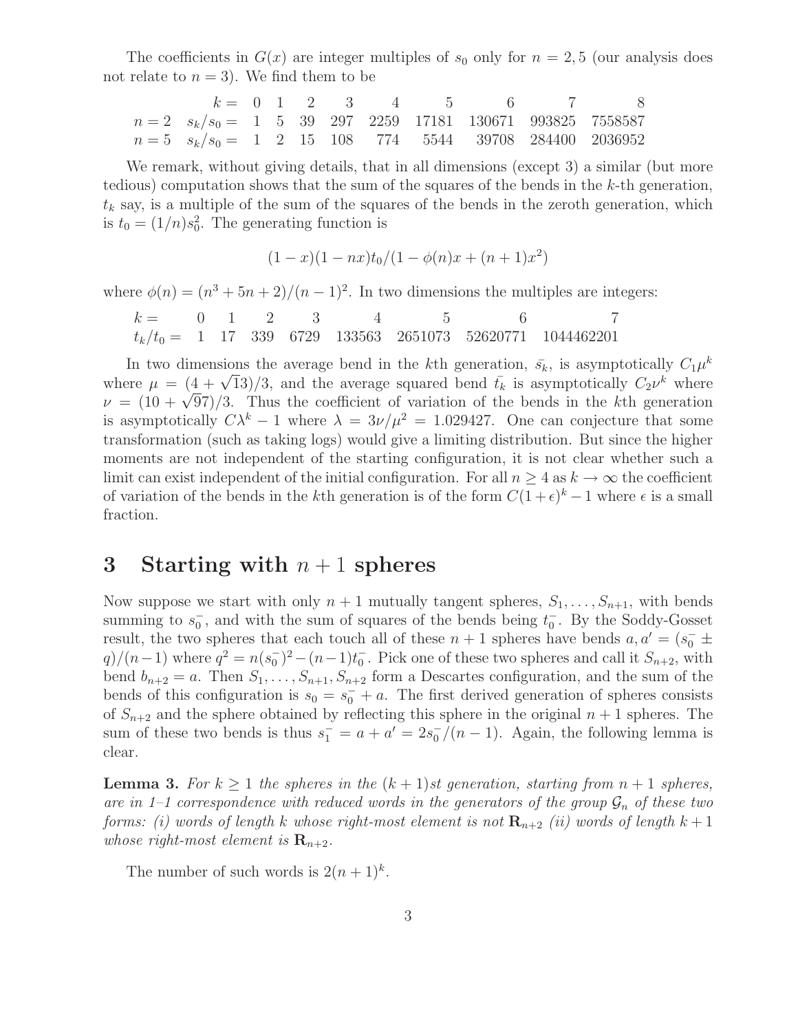The coefficients in $G(x)$ are integer multiples of $s_0$ only for $n = 2, 5$ (our analysis does not relate to $n = 3$). We find them to be

| | $k =$ | 0 | 1 | 2 | 3 | 4 | 5 | 6 | 7 | 8 |
|---|---|---|---|---|---|---|---|---|---|---|
| $n = 2$ | $s_k/s_0 =$ | 1 | 5 | 39 | 297 | 2259 | 17181 | 130671 | 993825 | 7558587 |
| $n = 5$ | $s_k/s_0 =$ | 1 | 2 | 15 | 108 | 774 | 5544 | 39708 | 284400 | 2036952 |

We remark, without giving details, that in all dimensions (except 3) a similar (but more tedious) computation shows that the sum of the squares of the bends in the $k$-th generation, $t_k$ say, is a multiple of the sum of the squares of the bends in the zeroth generation, which is $t_0 = (1/n)s_0^2$. The generating function is

$$(1 - x)(1 - nx)t_0/(1 - \phi(n)x + (n + 1)x^2)$$

where $\phi(n) = (n^3 + 5n + 2)/(n - 1)^2$. In two dimensions the multiples are integers:

| $k =$ | 0 | 1 | 2 | 3 | 4 | 5 | 6 | 7 |
|---|---|---|---|---|---|---|---|---|
| $t_k/t_0 =$ | 1 | 17 | 339 | 6729 | 133563 | 2651073 | 52620771 | 1044462201 |

In two dimensions the average bend in the $k$th generation, $\bar{s_k}$, is asymptotically $C_1\mu^k$ where $\mu = (4 + \sqrt{13})/3$, and the average squared bend $\bar{t_k}$ is asymptotically $C_2\nu^k$ where $\nu = (10 + \sqrt{97})/3$. Thus the coefficient of variation of the bends in the $k$th generation is asymptotically $C\lambda^k - 1$ where $\lambda = 3\nu/\mu^2 = 1.029427$. One can conjecture that some transformation (such as taking logs) would give a limiting distribution. But since the higher moments are not independent of the starting configuration, it is not clear whether such a limit can exist independent of the initial configuration. For all $n \geq 4$ as $k \to \infty$ the coefficient of variation of the bends in the $k$th generation is of the form $C(1 + \epsilon)^k - 1$ where $\epsilon$ is a small fraction.

## 3 Starting with $n + 1$ spheres

Now suppose we start with only $n + 1$ mutually tangent spheres, $S_1, \ldots, S_{n+1}$, with bends summing to $s_0^-$, and with the sum of squares of the bends being $t_0^-$. By the Soddy-Gosset result, the two spheres that each touch all of these $n + 1$ spheres have bends $a, a' = (s_0^- \pm q)/(n-1)$ where $q^2 = n(s_0^-)^2 - (n-1)t_0^-$. Pick one of these two spheres and call it $S_{n+2}$, with bend $b_{n+2} = a$. Then $S_1, \ldots, S_{n+1}, S_{n+2}$ form a Descartes configuration, and the sum of the bends of this configuration is $s_0 = s_0^- + a$. The first derived generation of spheres consists of $S_{n+2}$ and the sphere obtained by reflecting this sphere in the original $n + 1$ spheres. The sum of these two bends is thus $s_1^- = a + a' = 2s_0^-/(n - 1)$. Again, the following lemma is clear.

**Lemma 3.** *For $k \geq 1$ the spheres in the $(k + 1)$st generation, starting from $n + 1$ spheres, are in 1–1 correspondence with reduced words in the generators of the group $\mathcal{G}_n$ of these two forms: (i) words of length $k$ whose right-most element is not $\mathbf{R}_{n+2}$ (ii) words of length $k + 1$ whose right-most element is $\mathbf{R}_{n+2}$.*

The number of such words is $2(n + 1)^k$.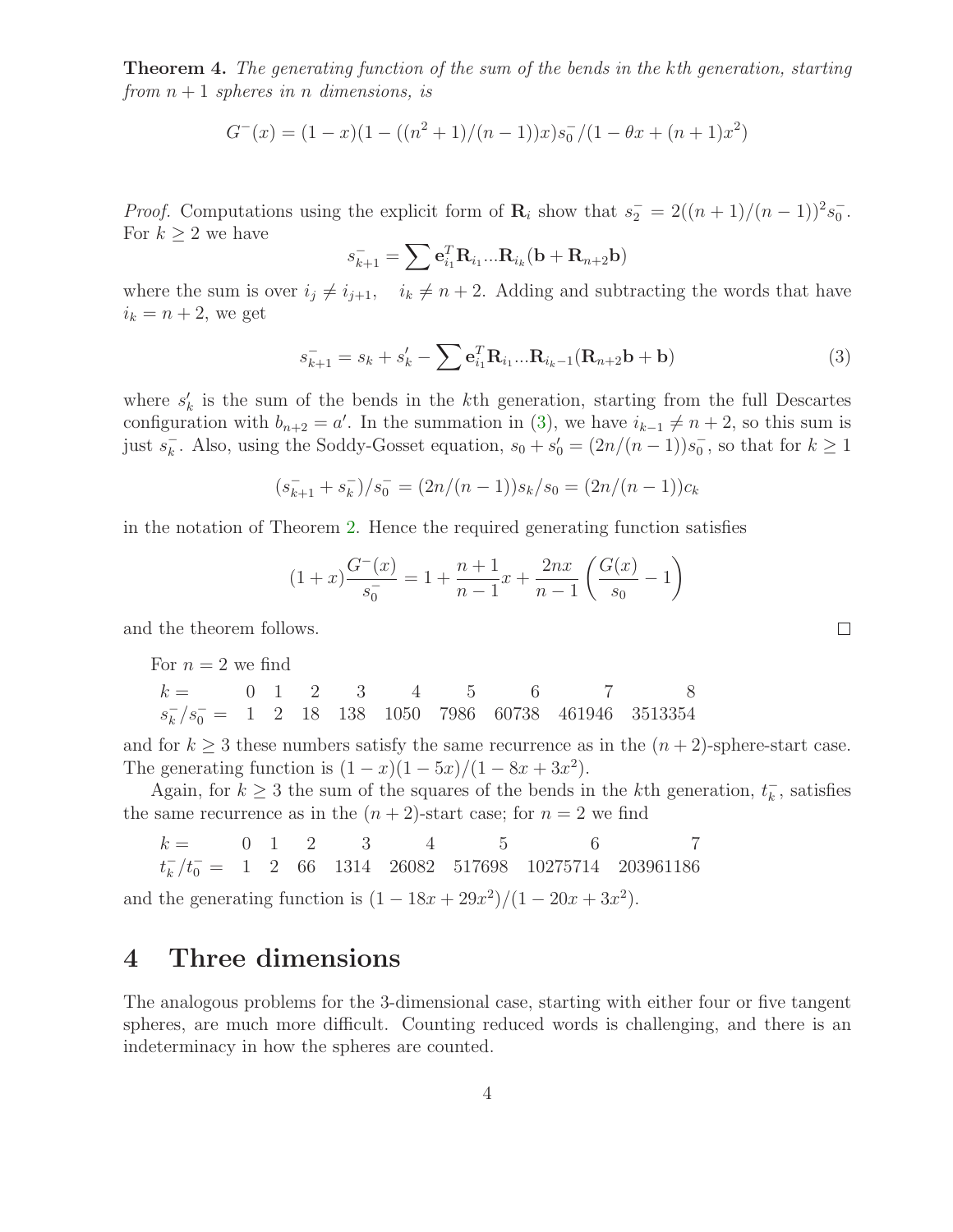**Theorem 4.** *The generating function of the sum of the bends in the kth generation, starting from $n+1$ spheres in $n$ dimensions, is*

$$G^-(x) = (1-x)(1-((n^2+1)/(n-1))x)s_0^-/(1-\theta x+(n+1)x^2)$$

*Proof.* Computations using the explicit form of $\mathbf{R}_i$ show that $s_2^- = 2((n+1)/(n-1))^2 s_0^-$. For $k \geq 2$ we have

$$s_{k+1}^- = \sum \mathbf{e}_{i_1}^T \mathbf{R}_{i_1} ... \mathbf{R}_{i_k}(\mathbf{b} + \mathbf{R}_{n+2}\mathbf{b})$$

where the sum is over $i_j \neq i_{j+1}, \quad i_k \neq n+2$. Adding and subtracting the words that have $i_k = n+2$, we get

$$s_{k+1}^- = s_k + s_k' - \sum \mathbf{e}_{i_1}^T \mathbf{R}_{i_1} ... \mathbf{R}_{i_k-1}(\mathbf{R}_{n+2}\mathbf{b} + \mathbf{b}) \tag{3}$$

where $s_k'$ is the sum of the bends in the $k$th generation, starting from the full Descartes configuration with $b_{n+2} = a'$. In the summation in (3), we have $i_{k-1} \neq n+2$, so this sum is just $s_k^-$. Also, using the Soddy-Gosset equation, $s_0 + s_0' = (2n/(n-1))s_0^-$, so that for $k \geq 1$

$$(s_{k+1}^- + s_k^-)/s_0^- = (2n/(n-1))s_k/s_0 = (2n/(n-1))c_k$$

in the notation of Theorem 2. Hence the required generating function satisfies

$$(1+x)\frac{G^-(x)}{s_0^-} = 1 + \frac{n+1}{n-1}x + \frac{2nx}{n-1}\left(\frac{G(x)}{s_0} - 1\right)$$

and the theorem follows. □

For $n = 2$ we find

| $k =$ | 0 | 1 | 2 | 3 | 4 | 5 | 6 | 7 | 8 |
|---|---|---|---|---|---|---|---|---|---|
| $s_k^-/s_0^- =$ | 1 | 2 | 18 | 138 | 1050 | 7986 | 60738 | 461946 | 3513354 |

and for $k \geq 3$ these numbers satisfy the same recurrence as in the $(n+2)$-sphere-start case. The generating function is $(1-x)(1-5x)/(1-8x+3x^2)$.

Again, for $k \geq 3$ the sum of the squares of the bends in the $k$th generation, $t_k^-$, satisfies the same recurrence as in the $(n+2)$-start case; for $n = 2$ we find

| $k =$ | 0 | 1 | 2 | 3 | 4 | 5 | 6 | 7 |
|---|---|---|---|---|---|---|---|---|
| $t_k^-/t_0^- =$ | 1 | 2 | 66 | 1314 | 26082 | 517698 | 10275714 | 203961186 |

and the generating function is $(1-18x+29x^2)/(1-20x+3x^2)$.

# 4 Three dimensions

The analogous problems for the 3-dimensional case, starting with either four or five tangent spheres, are much more difficult. Counting reduced words is challenging, and there is an indeterminacy in how the spheres are counted.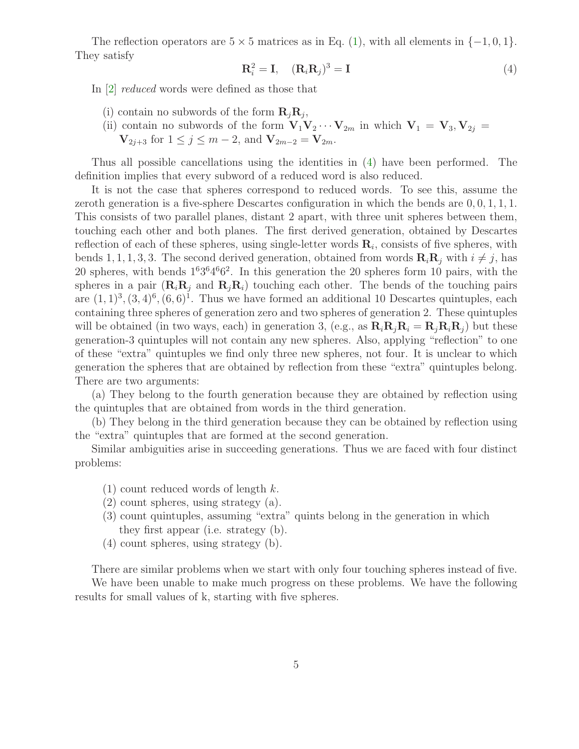The reflection operators are $5 \times 5$ matrices as in Eq. (1), with all elements in $\{-1, 0, 1\}$. They satisfy

$$\mathbf{R}_i^2 = \mathbf{I}, \quad (\mathbf{R}_i \mathbf{R}_j)^3 = \mathbf{I} \tag{4}$$

In [2] *reduced* words were defined as those that

(i) contain no subwords of the form $\mathbf{R}_j \mathbf{R}_j$,

(ii) contain no subwords of the form $\mathbf{V}_1 \mathbf{V}_2 \cdots \mathbf{V}_{2m}$ in which $\mathbf{V}_1 = \mathbf{V}_3, \mathbf{V}_{2j} = \mathbf{V}_{2j+3}$ for $1 \leq j \leq m-2$, and $\mathbf{V}_{2m-2} = \mathbf{V}_{2m}$.

Thus all possible cancellations using the identities in (4) have been performed. The definition implies that every subword of a reduced word is also reduced.

It is not the case that spheres correspond to reduced words. To see this, assume the zeroth generation is a five-sphere Descartes configuration in which the bends are $0, 0, 1, 1, 1$. This consists of two parallel planes, distant 2 apart, with three unit spheres between them, touching each other and both planes. The first derived generation, obtained by Descartes reflection of each of these spheres, using single-letter words $\mathbf{R}_i$, consists of five spheres, with bends $1, 1, 1, 3, 3$. The second derived generation, obtained from words $\mathbf{R}_i \mathbf{R}_j$ with $i \neq j$, has 20 spheres, with bends $1^6 3^6 4^6 6^2$. In this generation the 20 spheres form 10 pairs, with the spheres in a pair ($\mathbf{R}_i \mathbf{R}_j$ and $\mathbf{R}_j \mathbf{R}_i$) touching each other. The bends of the touching pairs are $(1,1)^3, (3,4)^6, (6,6)^1$. Thus we have formed an additional 10 Descartes quintuples, each containing three spheres of generation zero and two spheres of generation 2. These quintuples will be obtained (in two ways, each) in generation 3, (e.g., as $\mathbf{R}_i \mathbf{R}_j \mathbf{R}_i = \mathbf{R}_j \mathbf{R}_i \mathbf{R}_j$) but these generation-3 quintuples will not contain any new spheres. Also, applying "reflection" to one of these "extra" quintuples we find only three new spheres, not four. It is unclear to which generation the spheres that are obtained by reflection from these "extra" quintuples belong. There are two arguments:

(a) They belong to the fourth generation because they are obtained by reflection using the quintuples that are obtained from words in the third generation.

(b) They belong in the third generation because they can be obtained by reflection using the "extra" quintuples that are formed at the second generation.

Similar ambiguities arise in succeeding generations. Thus we are faced with four distinct problems:

(1) count reduced words of length $k$.

(2) count spheres, using strategy (a).

(3) count quintuples, assuming "extra" quints belong in the generation in which they first appear (i.e. strategy (b).

(4) count spheres, using strategy (b).

There are similar problems when we start with only four touching spheres instead of five.

We have been unable to make much progress on these problems. We have the following results for small values of k, starting with five spheres.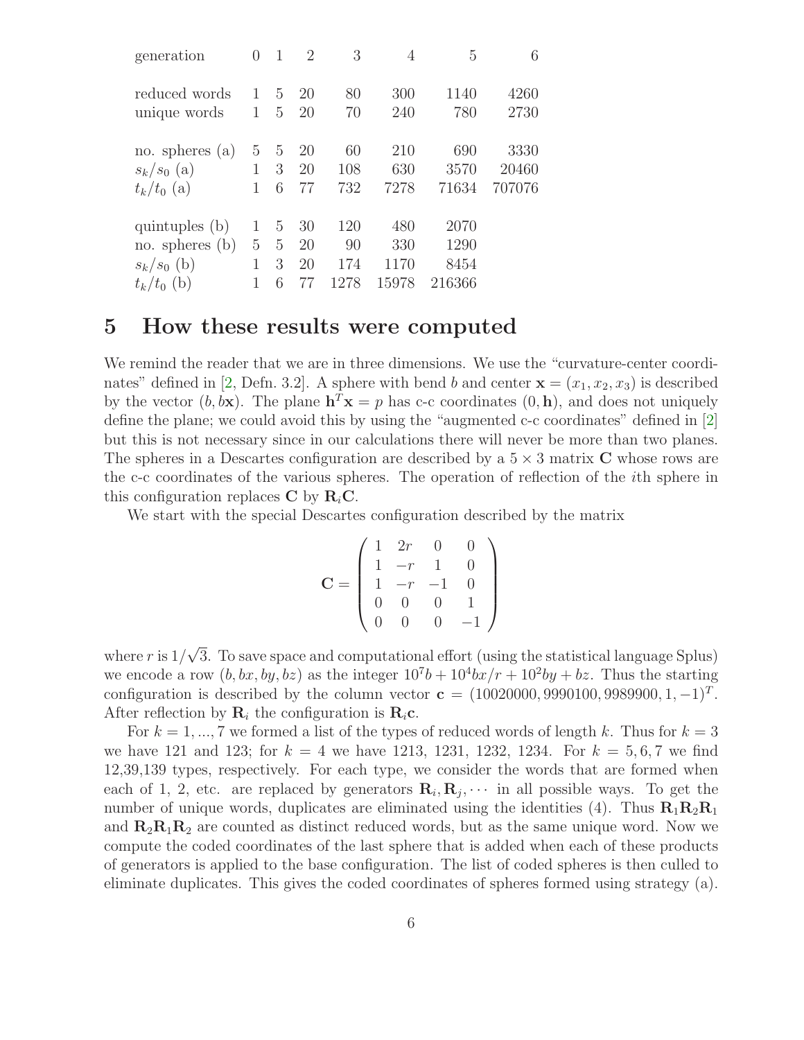| generation | 0 | 1 | 2 | 3 | 4 | 5 | 6 |
|---|---|---|---|---|---|---|---|
| reduced words | 1 | 5 | 20 | 80 | 300 | 1140 | 4260 |
| unique words | 1 | 5 | 20 | 70 | 240 | 780 | 2730 |
| no. spheres (a) | 5 | 5 | 20 | 60 | 210 | 690 | 3330 |
| $s_k/s_0$ (a) | 1 | 3 | 20 | 108 | 630 | 3570 | 20460 |
| $t_k/t_0$ (a) | 1 | 6 | 77 | 732 | 7278 | 71634 | 707076 |
| quintuples (b) | 1 | 5 | 30 | 120 | 480 | 2070 | |
| no. spheres (b) | 5 | 5 | 20 | 90 | 330 | 1290 | |
| $s_k/s_0$ (b) | 1 | 3 | 20 | 174 | 1170 | 8454 | |
| $t_k/t_0$ (b) | 1 | 6 | 77 | 1278 | 15978 | 216366 | |

# 5 How these results were computed

We remind the reader that we are in three dimensions. We use the "curvature-center coordinates" defined in [2, Defn. 3.2]. A sphere with bend $b$ and center $\mathbf{x} = (x_1, x_2, x_3)$ is described by the vector $(b, b\mathbf{x})$. The plane $\mathbf{h}^T\mathbf{x} = p$ has c-c coordinates $(0, \mathbf{h})$, and does not uniquely define the plane; we could avoid this by using the "augmented c-c coordinates" defined in [2] but this is not necessary since in our calculations there will never be more than two planes. The spheres in a Descartes configuration are described by a $5 \times 3$ matrix $\mathbf{C}$ whose rows are the c-c coordinates of the various spheres. The operation of reflection of the $i$th sphere in this configuration replaces $\mathbf{C}$ by $\mathbf{R}_i\mathbf{C}$.

We start with the special Descartes configuration described by the matrix

$$\mathbf{C} = \begin{pmatrix} 1 & 2r & 0 & 0 \\ 1 & -r & 1 & 0 \\ 1 & -r & -1 & 0 \\ 0 & 0 & 0 & 1 \\ 0 & 0 & 0 & -1 \end{pmatrix}$$

where $r$ is $1/\sqrt{3}$. To save space and computational effort (using the statistical language Splus) we encode a row $(b, bx, by, bz)$ as the integer $10^7 b + 10^4 bx/r + 10^2 by + bz$. Thus the starting configuration is described by the column vector $\mathbf{c} = (10020000, 9990100, 9989900, 1, -1)^T$. After reflection by $\mathbf{R}_i$ the configuration is $\mathbf{R}_i\mathbf{c}$.

For $k = 1, ..., 7$ we formed a list of the types of reduced words of length $k$. Thus for $k = 3$ we have 121 and 123; for $k = 4$ we have 1213, 1231, 1232, 1234. For $k = 5, 6, 7$ we find 12,39,139 types, respectively. For each type, we consider the words that are formed when each of 1, 2, etc. are replaced by generators $\mathbf{R}_i, \mathbf{R}_j, \cdots$ in all possible ways. To get the number of unique words, duplicates are eliminated using the identities (4). Thus $\mathbf{R}_1\mathbf{R}_2\mathbf{R}_1$ and $\mathbf{R}_2\mathbf{R}_1\mathbf{R}_2$ are counted as distinct reduced words, but as the same unique word. Now we compute the coded coordinates of the last sphere that is added when each of these products of generators is applied to the base configuration. The list of coded spheres is then culled to eliminate duplicates. This gives the coded coordinates of spheres formed using strategy (a).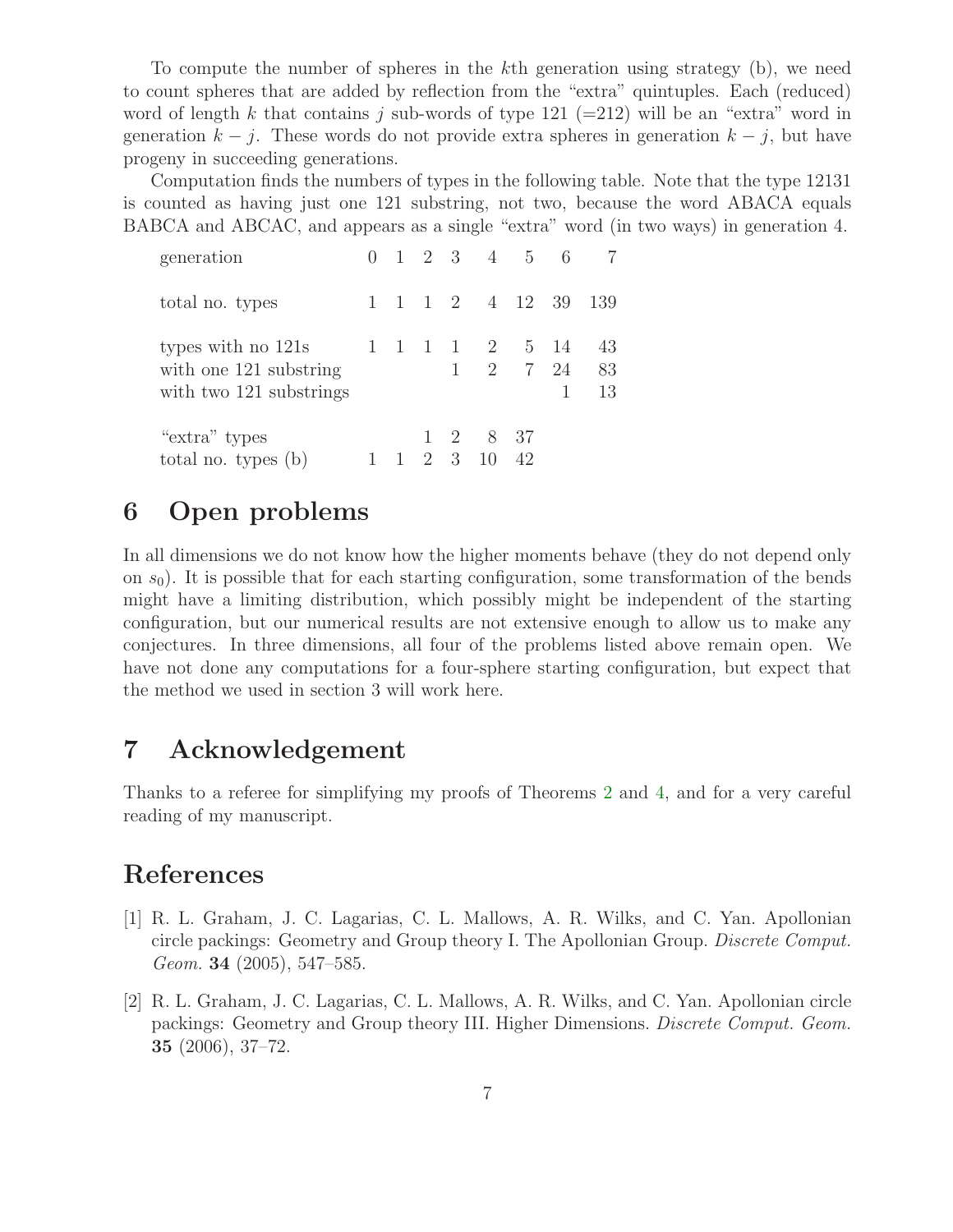To compute the number of spheres in the $k$th generation using strategy (b), we need to count spheres that are added by reflection from the "extra" quintuples. Each (reduced) word of length $k$ that contains $j$ sub-words of type 121 (=212) will be an "extra" word in generation $k-j$. These words do not provide extra spheres in generation $k-j$, but have progeny in succeeding generations.

Computation finds the numbers of types in the following table. Note that the type 12131 is counted as having just one 121 substring, not two, because the word ABACA equals BABCA and ABCAC, and appears as a single "extra" word (in two ways) in generation 4.

| generation | 0 | 1 | 2 | 3 | 4 | 5 | 6 | 7 |
|---|---|---|---|---|---|---|---|---|
| total no. types | 1 | 1 | 1 | 2 | 4 | 12 | 39 | 139 |
| types with no 121s | 1 | 1 | 1 | 1 | 2 | 5 | 14 | 43 |
| with one 121 substring | | | | 1 | 2 | 7 | 24 | 83 |
| with two 121 substrings | | | | | | | 1 | 13 |
| "extra" types | | | 1 | 2 | 8 | 37 | | |
| total no. types (b) | 1 | 1 | 2 | 3 | 10 | 42 | | |

## 6 Open problems

In all dimensions we do not know how the higher moments behave (they do not depend only on $s_0$). It is possible that for each starting configuration, some transformation of the bends might have a limiting distribution, which possibly might be independent of the starting configuration, but our numerical results are not extensive enough to allow us to make any conjectures. In three dimensions, all four of the problems listed above remain open. We have not done any computations for a four-sphere starting configuration, but expect that the method we used in section 3 will work here.

## 7 Acknowledgement

Thanks to a referee for simplifying my proofs of Theorems 2 and 4, and for a very careful reading of my manuscript.

## References

[1] R. L. Graham, J. C. Lagarias, C. L. Mallows, A. R. Wilks, and C. Yan. Apollonian circle packings: Geometry and Group theory I. The Apollonian Group. *Discrete Comput. Geom.* **34** (2005), 547–585.

[2] R. L. Graham, J. C. Lagarias, C. L. Mallows, A. R. Wilks, and C. Yan. Apollonian circle packings: Geometry and Group theory III. Higher Dimensions. *Discrete Comput. Geom.* **35** (2006), 37–72.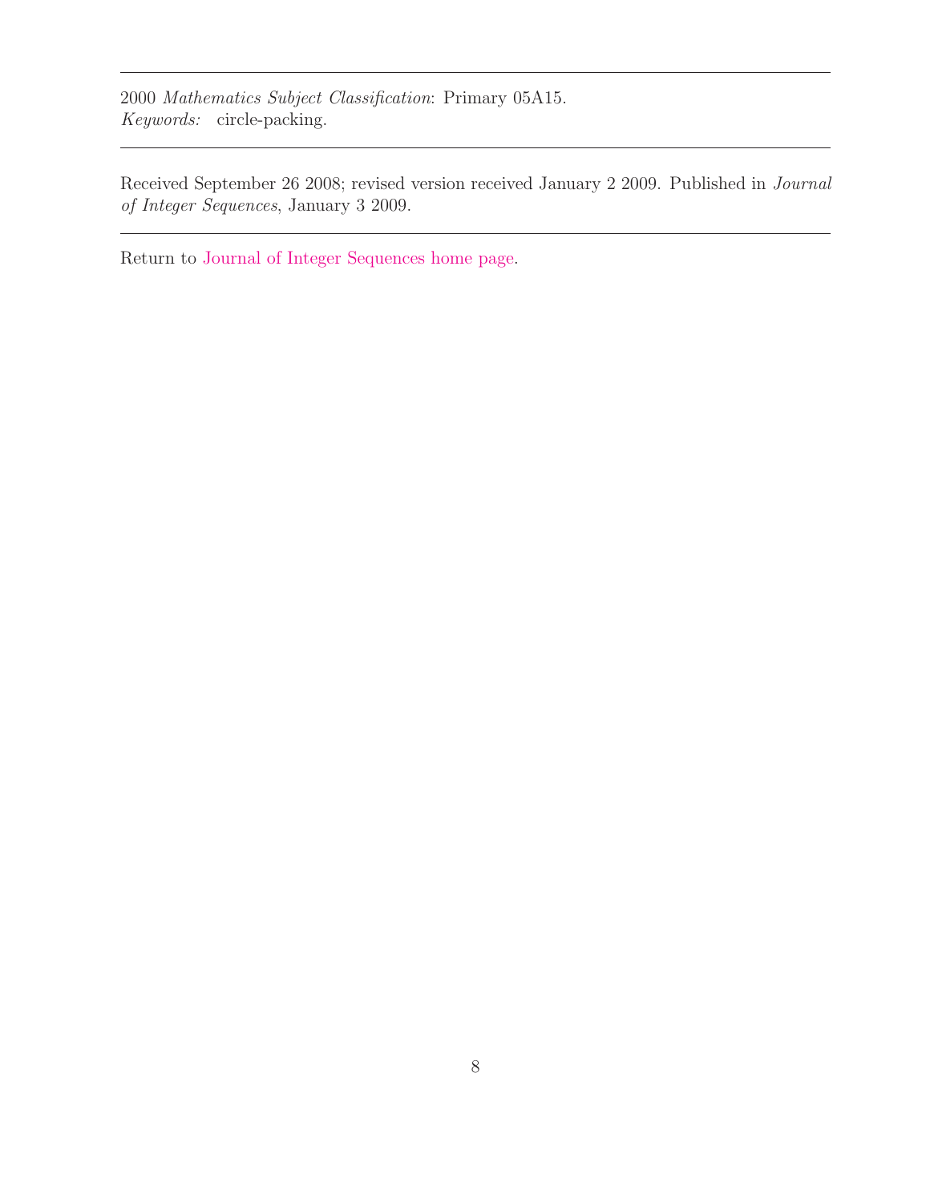---

2000 *Mathematics Subject Classification*: Primary 05A15.
*Keywords:* circle-packing.

---

Received September 26 2008; revised version received January 2 2009. Published in *Journal of Integer Sequences*, January 3 2009.

---

Return to Journal of Integer Sequences home page.